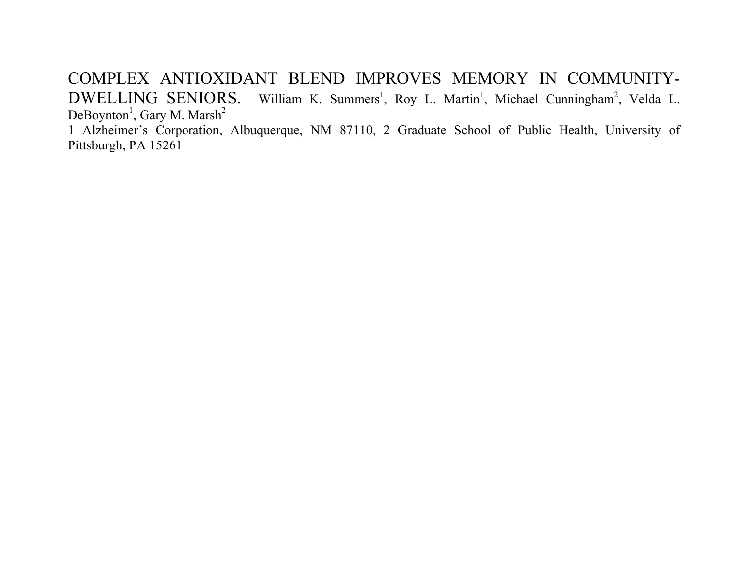# COMPLEX ANTIOXIDANT BLEND IMPROVES MEMORY IN COMMUNITY-DWELLING SENIORS.

William K. Summers[1], Roy L. Martin[1], Michael Cunningham[2], Velda L. DeBoynton[1], Gary M. Marsh[2]

1 Alzheimer's Corporation, Albuquerque, NM 87110, 2 Graduate School of Public Health, University of Pittsburgh, PA 15261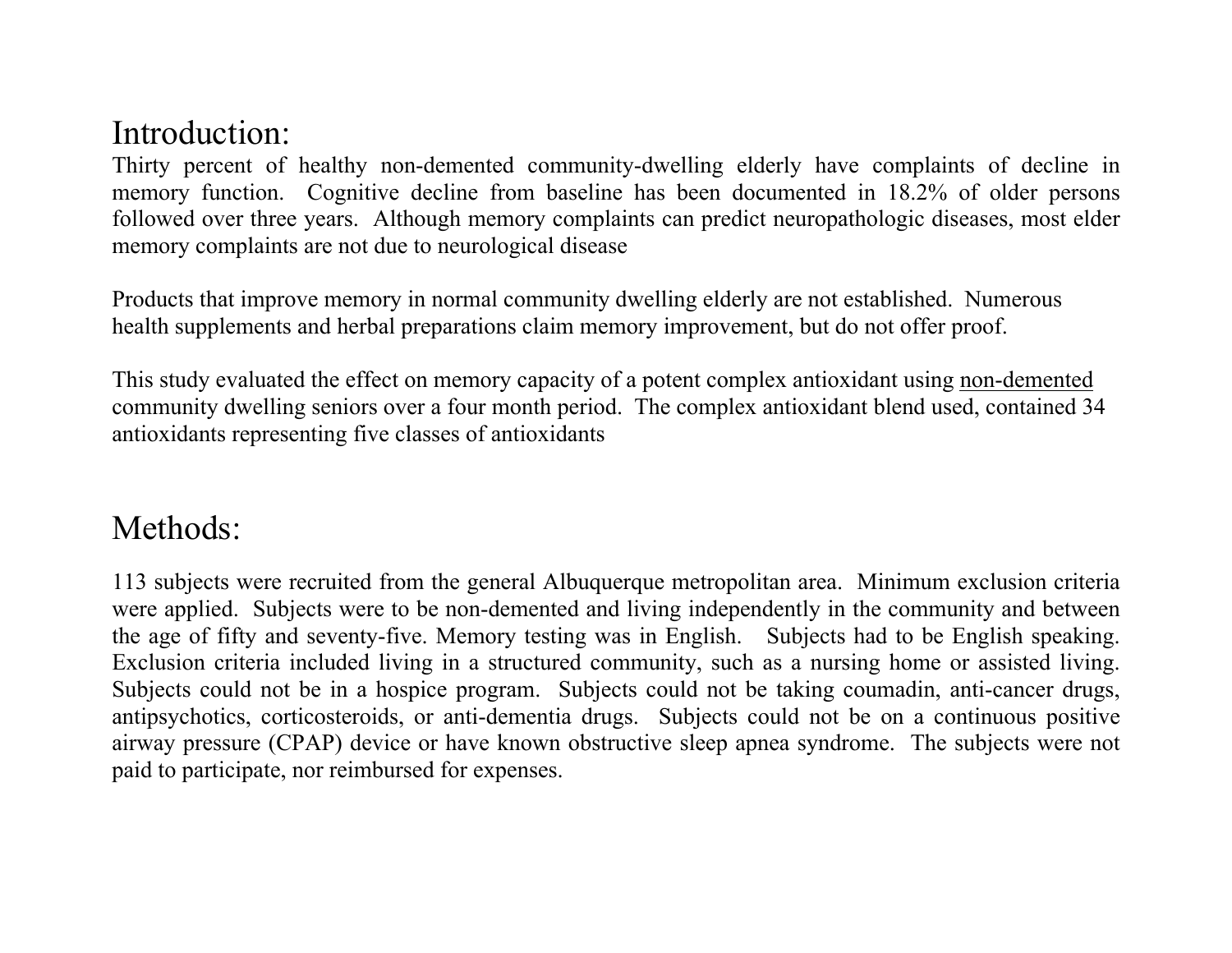## Introduction:

Thirty percent of healthy non-demented community-dwelling elderly have complaints of decline in memory function. Cognitive decline from baseline has been documented in 18.2% of older persons followed over three years. Although memory complaints can predict neuropathologic diseases, most elder memory complaints are not due to neurological disease

Products that improve memory in normal community dwelling elderly are not established. Numerous health supplements and herbal preparations claim memory improvement, but do not offer proof.

This study evaluated the effect on memory capacity of a potent complex antioxidant using non-demented community dwelling seniors over a four month period. The complex antioxidant blend used, contained 34 antioxidants representing five classes of antioxidants

## Methods:

113 subjects were recruited from the general Albuquerque metropolitan area. Minimum exclusion criteria were applied. Subjects were to be non-demented and living independently in the community and between the age of fifty and seventy-five. Memory testing was in English. Subjects had to be English speaking. Exclusion criteria included living in a structured community, such as a nursing home or assisted living. Subjects could not be in a hospice program. Subjects could not be taking coumadin, anti-cancer drugs, antipsychotics, corticosteroids, or anti-dementia drugs. Subjects could not be on a continuous positive airway pressure (CPAP) device or have known obstructive sleep apnea syndrome. The subjects were not paid to participate, nor reimbursed for expenses.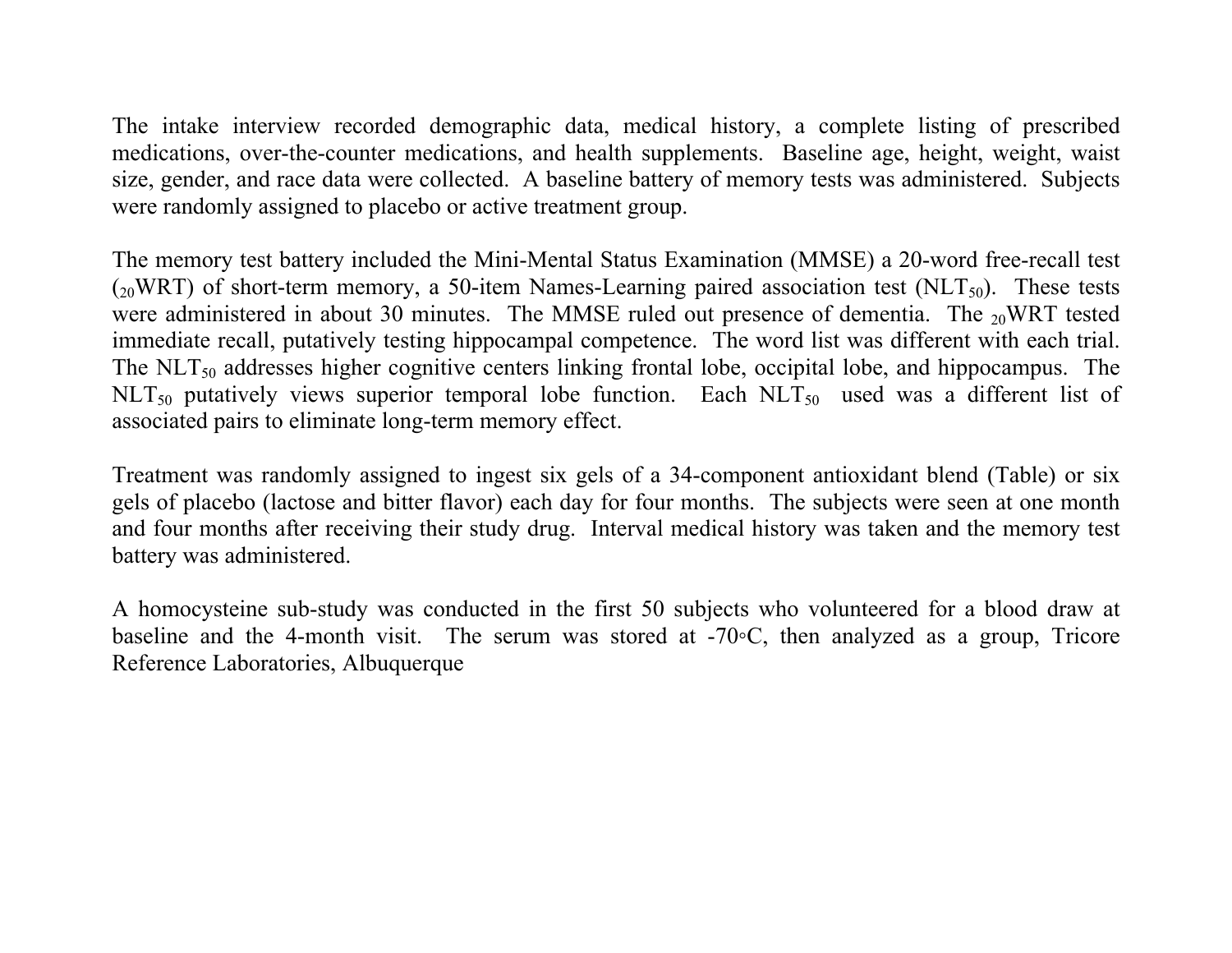The intake interview recorded demographic data, medical history, a complete listing of prescribed medications, over-the-counter medications, and health supplements. Baseline age, height, weight, waist size, gender, and race data were collected. A baseline battery of memory tests was administered. Subjects were randomly assigned to placebo or active treatment group.

The memory test battery included the Mini-Mental Status Examination (MMSE) a 20-word free-recall test (${}_{20}$WRT) of short-term memory, a 50-item Names-Learning paired association test ($NLT_{50}$). These tests were administered in about 30 minutes. The MMSE ruled out presence of dementia. The ${}_{20}$WRT tested immediate recall, putatively testing hippocampal competence. The word list was different with each trial. The $NLT_{50}$ addresses higher cognitive centers linking frontal lobe, occipital lobe, and hippocampus. The $NLT_{50}$ putatively views superior temporal lobe function. Each $NLT_{50}$ used was a different list of associated pairs to eliminate long-term memory effect.

Treatment was randomly assigned to ingest six gels of a 34-component antioxidant blend (Table) or six gels of placebo (lactose and bitter flavor) each day for four months. The subjects were seen at one month and four months after receiving their study drug. Interval medical history was taken and the memory test battery was administered.

A homocysteine sub-study was conducted in the first 50 subjects who volunteered for a blood draw at baseline and the 4-month visit. The serum was stored at -70◦C, then analyzed as a group, Tricore Reference Laboratories, Albuquerque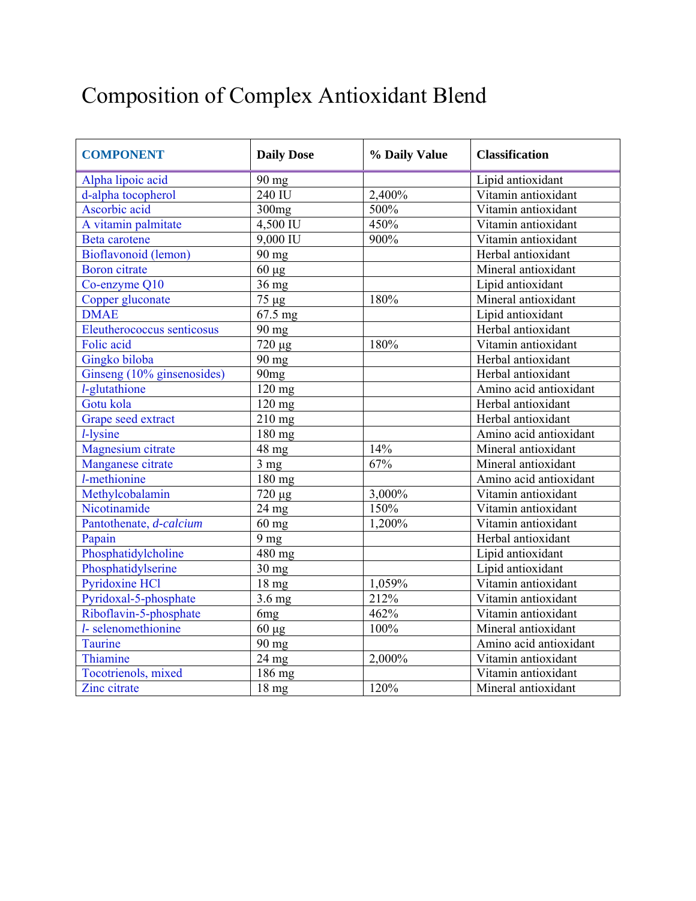# Composition of Complex Antioxidant Blend

| **COMPONENT** | **Daily Dose** | **% Daily Value** | **Classification** |
|---|---|---|---|
| Alpha lipoic acid | 90 mg | | Lipid antioxidant |
| d-alpha tocopherol | 240 IU | 2,400% | Vitamin antioxidant |
| Ascorbic acid | 300mg | 500% | Vitamin antioxidant |
| A vitamin palmitate | 4,500 IU | 450% | Vitamin antioxidant |
| Beta carotene | 9,000 IU | 900% | Vitamin antioxidant |
| Bioflavonoid (lemon) | 90 mg | | Herbal antioxidant |
| Boron citrate | 60 µg | | Mineral antioxidant |
| Co-enzyme Q10 | 36 mg | | Lipid antioxidant |
| Copper gluconate | 75 µg | 180% | Mineral antioxidant |
| DMAE | 67.5 mg | | Lipid antioxidant |
| Eleutherococcus senticosus | 90 mg | | Herbal antioxidant |
| Folic acid | 720 µg | 180% | Vitamin antioxidant |
| Gingko biloba | 90 mg | | Herbal antioxidant |
| Ginseng (10% ginsenosides) | 90mg | | Herbal antioxidant |
| *l*-glutathione | 120 mg | | Amino acid antioxidant |
| Gotu kola | 120 mg | | Herbal antioxidant |
| Grape seed extract | 210 mg | | Herbal antioxidant |
| *l*-lysine | 180 mg | | Amino acid antioxidant |
| Magnesium citrate | 48 mg | 14% | Mineral antioxidant |
| Manganese citrate | 3 mg | 67% | Mineral antioxidant |
| *l*-methionine | 180 mg | | Amino acid antioxidant |
| Methylcobalamin | 720 µg | 3,000% | Vitamin antioxidant |
| Nicotinamide | 24 mg | 150% | Vitamin antioxidant |
| Pantothenate, *d-calcium* | 60 mg | 1,200% | Vitamin antioxidant |
| Papain | 9 mg | | Herbal antioxidant |
| Phosphatidylcholine | 480 mg | | Lipid antioxidant |
| Phosphatidylserine | 30 mg | | Lipid antioxidant |
| Pyridoxine HCl | 18 mg | 1,059% | Vitamin antioxidant |
| Pyridoxal-5-phosphate | 3.6 mg | 212% | Vitamin antioxidant |
| Riboflavin-5-phosphate | 6mg | 462% | Vitamin antioxidant |
| *l*- selenomethionine | 60 µg | 100% | Mineral antioxidant |
| Taurine | 90 mg | | Amino acid antioxidant |
| Thiamine | 24 mg | 2,000% | Vitamin antioxidant |
| Tocotrienols, mixed | 186 mg | | Vitamin antioxidant |
| Zinc citrate | 18 mg | 120% | Mineral antioxidant |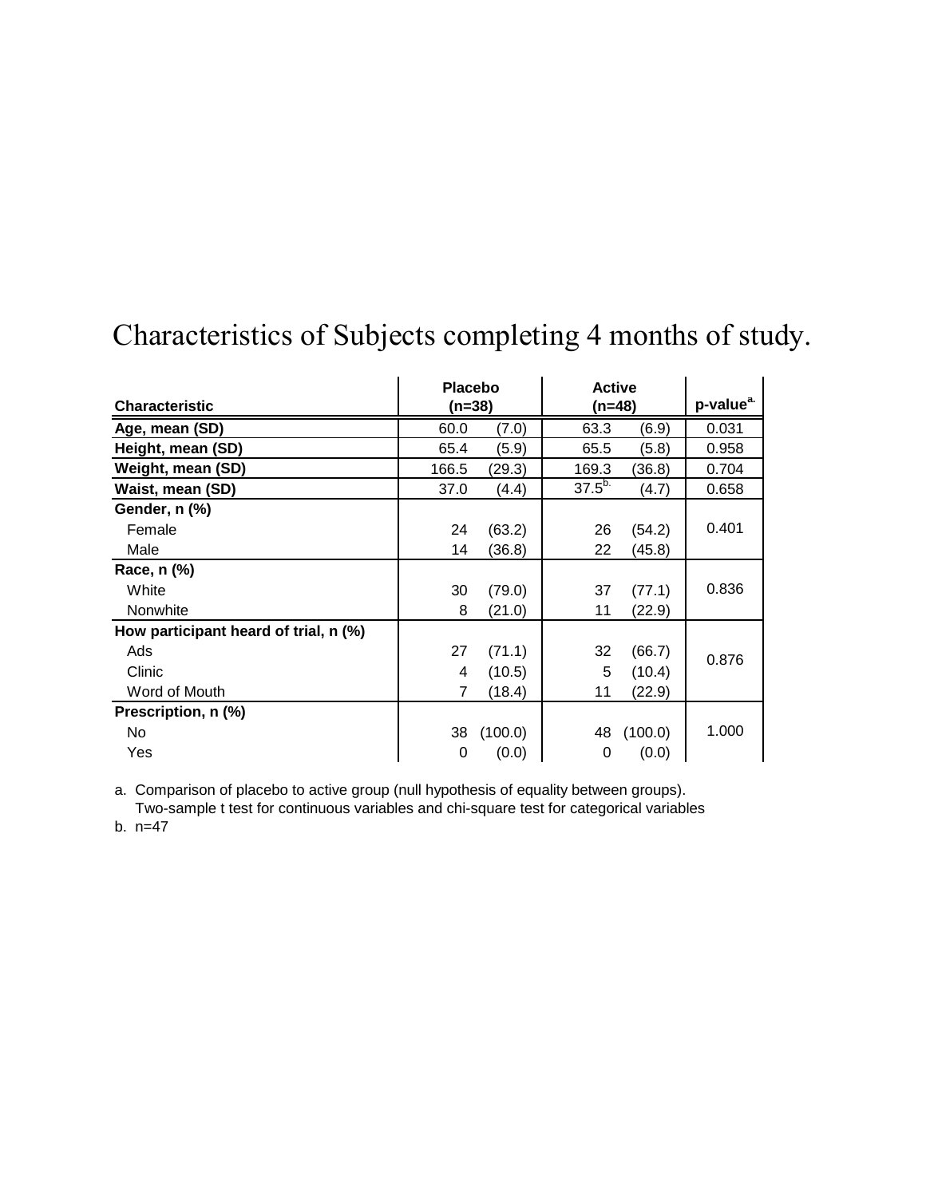# Characteristics of Subjects completing 4 months of study.

| Characteristic | Placebo (n=38) | | Active (n=48) | | p-value[a] |
|---|---|---|---|---|---|
| **Age, mean (SD)** | 60.0 | (7.0) | 63.3 | (6.9) | 0.031 |
| **Height, mean (SD)** | 65.4 | (5.9) | 65.5 | (5.8) | 0.958 |
| **Weight, mean (SD)** | 166.5 | (29.3) | 169.3 | (36.8) | 0.704 |
| **Waist, mean (SD)** | 37.0 | (4.4) | 37.5[b] | (4.7) | 0.658 |
| **Gender, n (%)** | | | | | |
| Female | 24 | (63.2) | 26 | (54.2) | 0.401 |
| Male | 14 | (36.8) | 22 | (45.8) | |
| **Race, n (%)** | | | | | |
| White | 30 | (79.0) | 37 | (77.1) | 0.836 |
| Nonwhite | 8 | (21.0) | 11 | (22.9) | |
| **How participant heard of trial, n (%)** | | | | | |
| Ads | 27 | (71.1) | 32 | (66.7) | 0.876 |
| Clinic | 4 | (10.5) | 5 | (10.4) | |
| Word of Mouth | 7 | (18.4) | 11 | (22.9) | |
| **Prescription, n (%)** | | | | | |
| No | 38 | (100.0) | 48 | (100.0) | 1.000 |
| Yes | 0 | (0.0) | 0 | (0.0) | |

a. Comparison of placebo to active group (null hypothesis of equality between groups).
Two-sample t test for continuous variables and chi-square test for categorical variables

b. n=47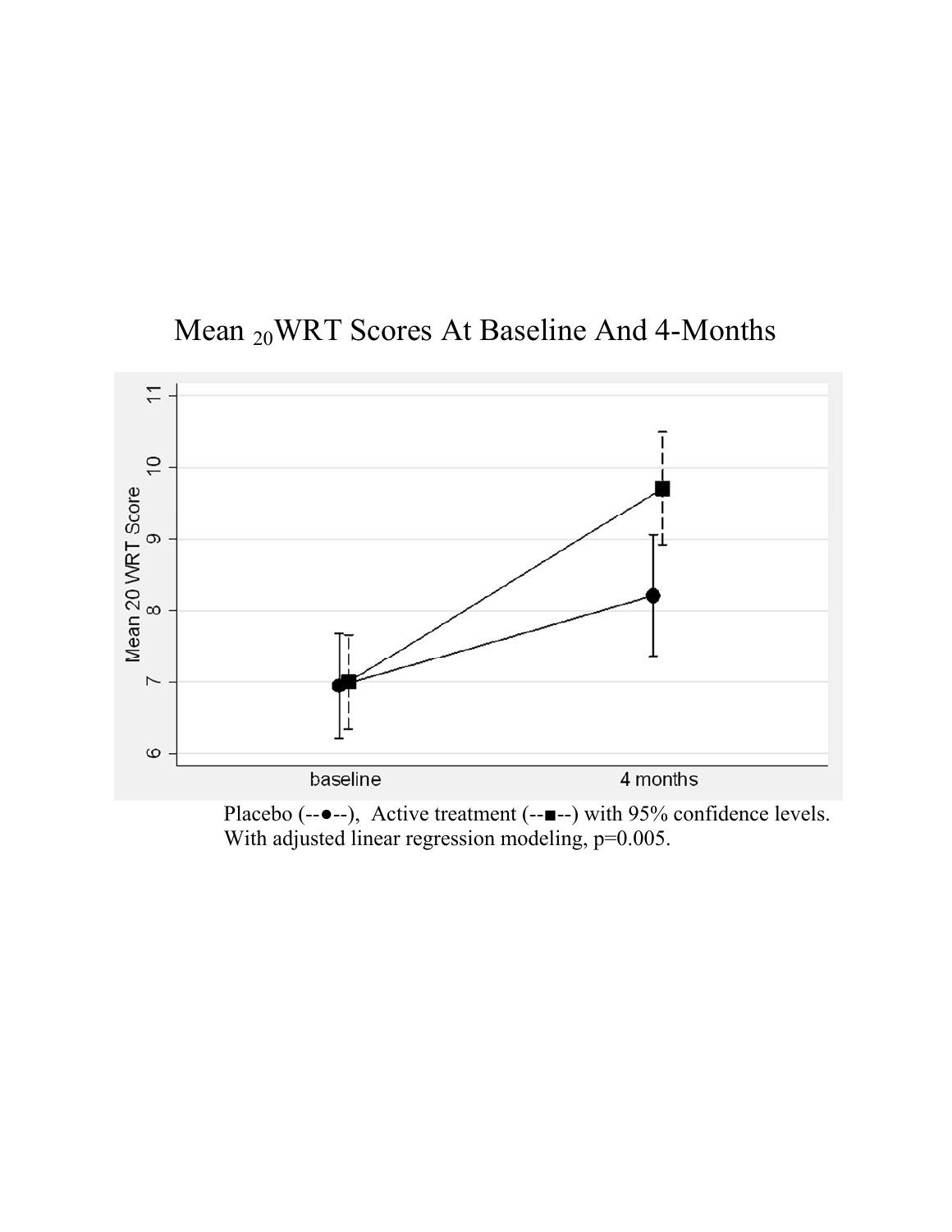Mean $_{20}$WRT Scores At Baseline And 4-Months

Placebo (--●--), Active treatment (--■--) with 95% confidence levels.
With adjusted linear regression modeling, p=0.005.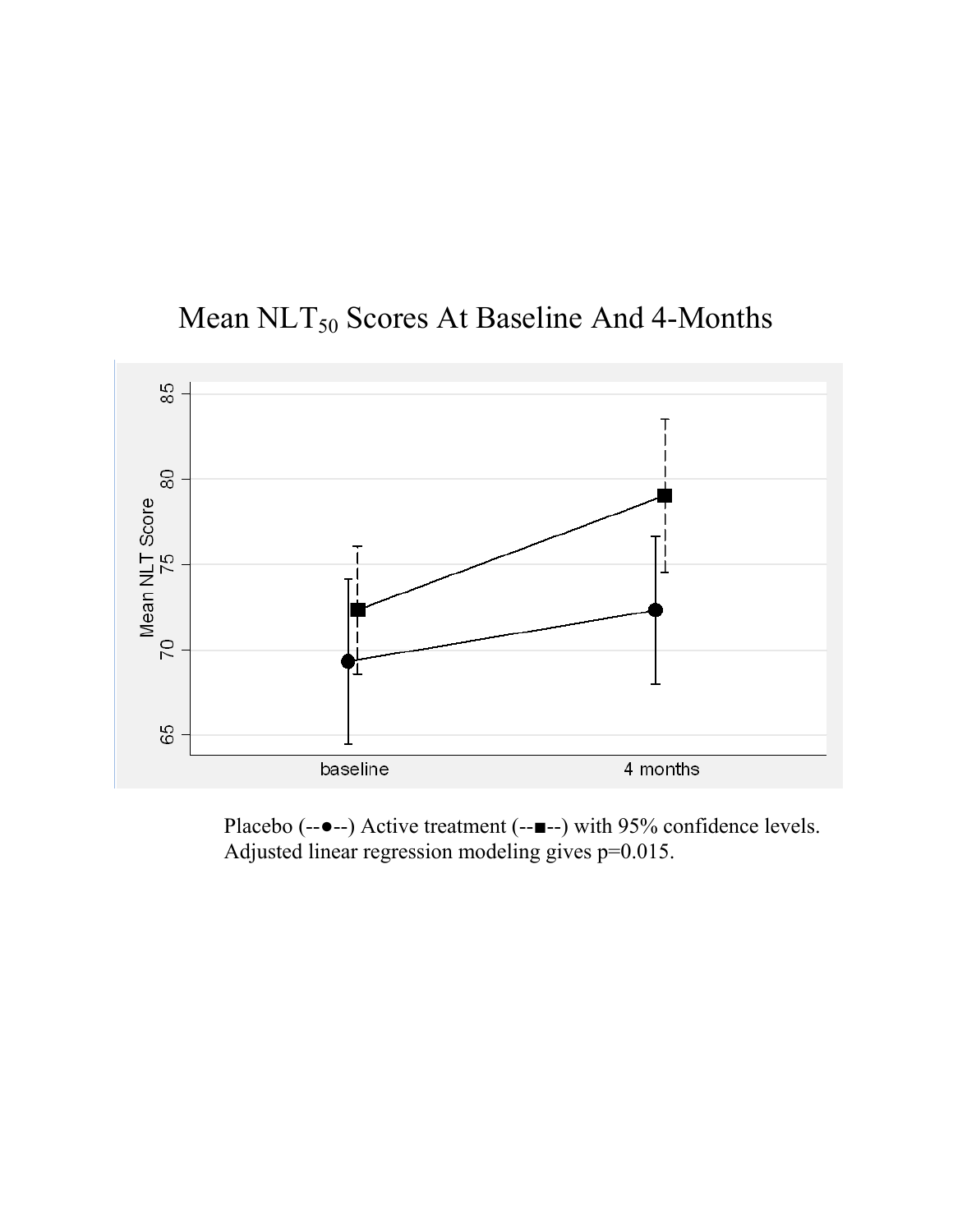Mean $NLT_{50}$ Scores At Baseline And 4-Months

Placebo (--●--) Active treatment (--■--) with 95% confidence levels.
Adjusted linear regression modeling gives p=0.015.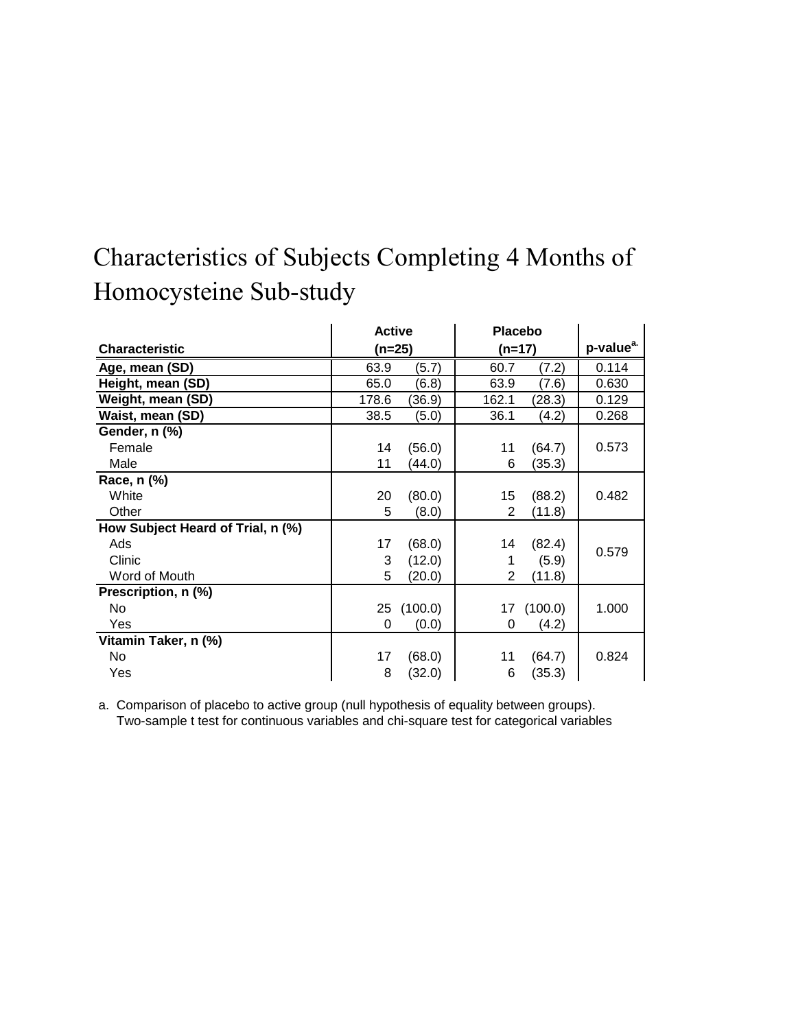# Characteristics of Subjects Completing 4 Months of Homocysteine Sub-study

| Characteristic | Active (n=25) | | Placebo (n=17) | | p-value[a.] |
|---|---|---|---|---|---|
| **Age, mean (SD)** | 63.9 | (5.7) | 60.7 | (7.2) | 0.114 |
| **Height, mean (SD)** | 65.0 | (6.8) | 63.9 | (7.6) | 0.630 |
| **Weight, mean (SD)** | 178.6 | (36.9) | 162.1 | (28.3) | 0.129 |
| **Waist, mean (SD)** | 38.5 | (5.0) | 36.1 | (4.2) | 0.268 |
| **Gender, n (%)** | | | | | |
| Female | 14 | (56.0) | 11 | (64.7) | 0.573 |
| Male | 11 | (44.0) | 6 | (35.3) | |
| **Race, n (%)** | | | | | |
| White | 20 | (80.0) | 15 | (88.2) | 0.482 |
| Other | 5 | (8.0) | 2 | (11.8) | |
| **How Subject Heard of Trial, n (%)** | | | | | |
| Ads | 17 | (68.0) | 14 | (82.4) | 0.579 |
| Clinic | 3 | (12.0) | 1 | (5.9) | |
| Word of Mouth | 5 | (20.0) | 2 | (11.8) | |
| **Prescription, n (%)** | | | | | |
| No | 25 | (100.0) | 17 | (100.0) | 1.000 |
| Yes | 0 | (0.0) | 0 | (4.2) | |
| **Vitamin Taker, n (%)** | | | | | |
| No | 17 | (68.0) | 11 | (64.7) | 0.824 |
| Yes | 8 | (32.0) | 6 | (35.3) | |

a. Comparison of placebo to active group (null hypothesis of equality between groups). Two-sample t test for continuous variables and chi-square test for categorical variables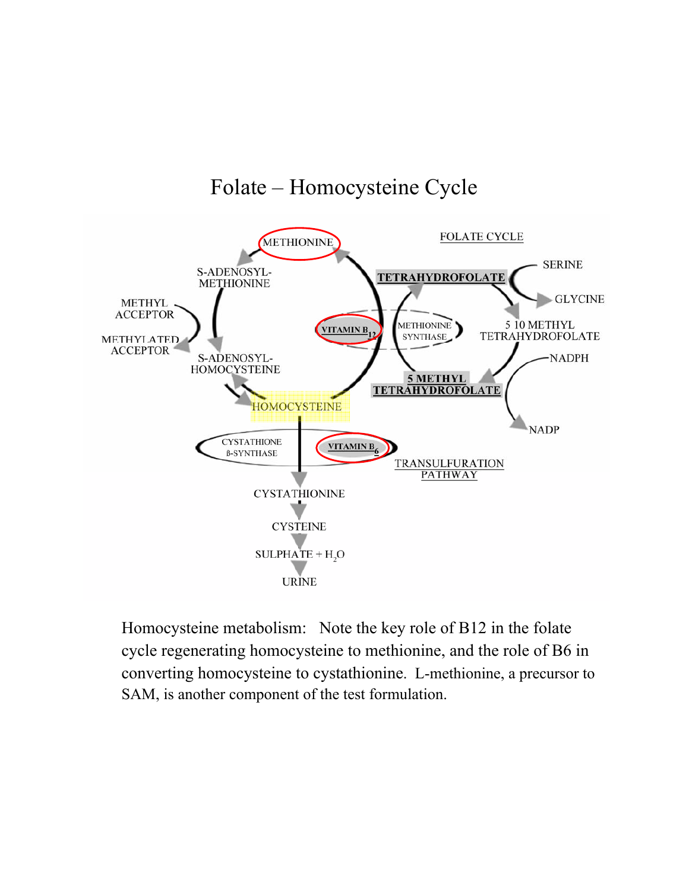# Folate – Homocysteine Cycle

METHIONINE

S-ADENOSYL-METHIONINE

METHYL ACCEPTOR

METHYLATED ACCEPTOR

S-ADENOSYL-HOMOCYSTEINE

HOMOCYSTEINE

VITAMIN $B_{12}$

METHIONINE SYNTHASE

FOLATE CYCLE

TETRAHYDROFOLATE

SERINE

GLYCINE

5 10 METHYL TETRAHYDROFOLATE

NADPH

NADP

5 METHYL TETRAHYDROFOLATE

CYSTATHIONE ß-SYNTHASE

VITAMIN $B_6$

TRANSULFURATION PATHWAY

CYSTATHIONINE

CYSTEINE

SULPHATE + $H_2O$

URINE

Homocysteine metabolism: Note the key role of B12 in the folate cycle regenerating homocysteine to methionine, and the role of B6 in converting homocysteine to cystathionine. L-methionine, a precursor to SAM, is another component of the test formulation.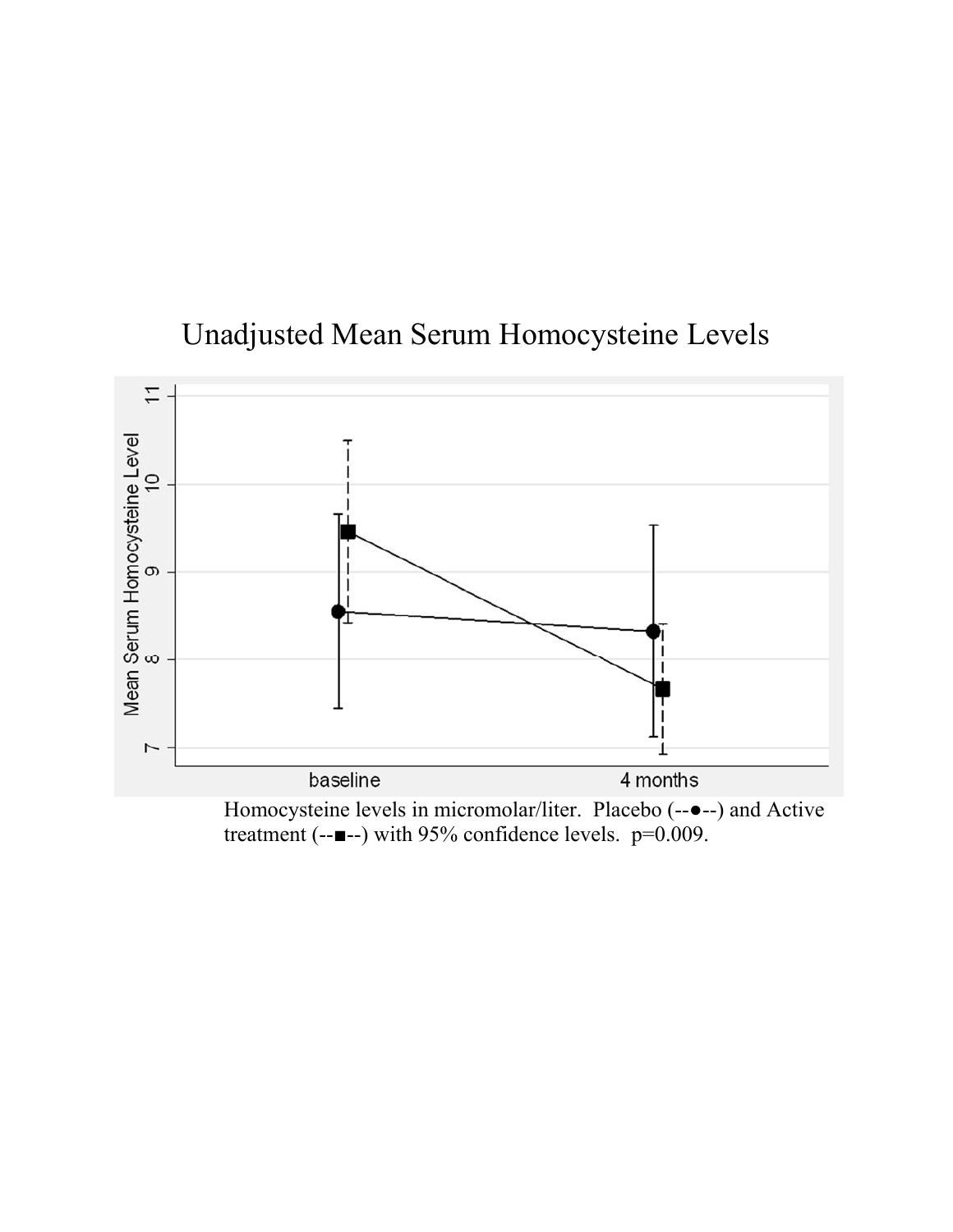Unadjusted Mean Serum Homocysteine Levels

Homocysteine levels in micromolar/liter. Placebo (--●--) and Active treatment (--■--) with 95% confidence levels. p=0.009.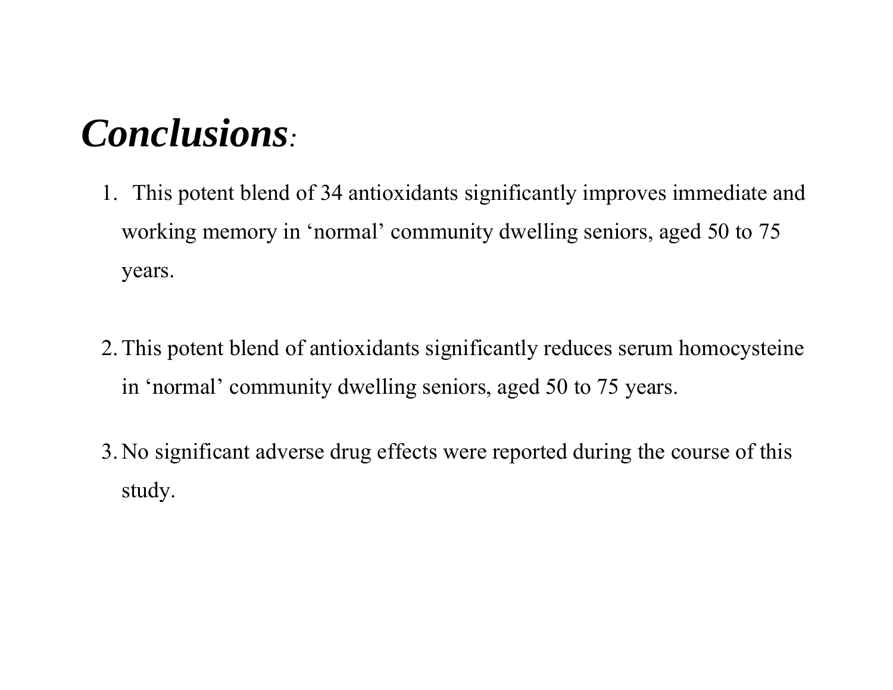# ***Conclusions***:

1. This potent blend of 34 antioxidants significantly improves immediate and working memory in 'normal' community dwelling seniors, aged 50 to 75 years.

2. This potent blend of antioxidants significantly reduces serum homocysteine in 'normal' community dwelling seniors, aged 50 to 75 years.

3. No significant adverse drug effects were reported during the course of this study.